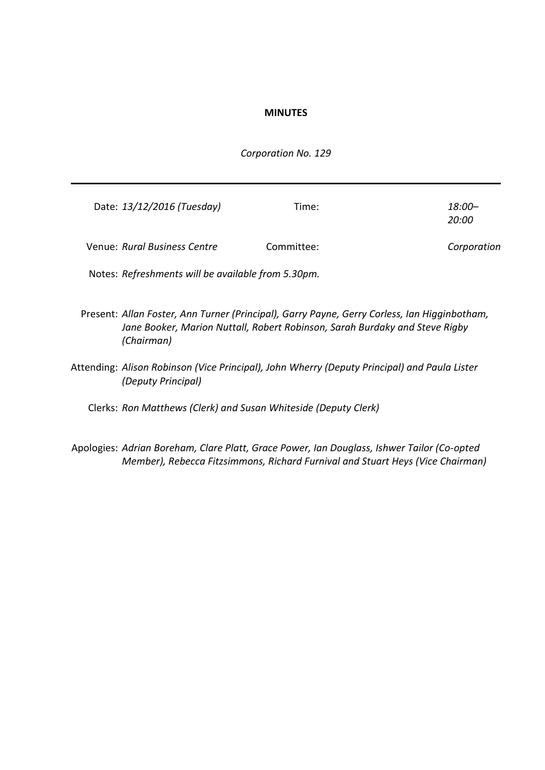**MINUTES**

*Corporation No. 129*

---

| | | | |
|---|---|---|---|
| Date: | *13/12/2016 (Tuesday)* | Time: | *18:00–20:00* |
| Venue: | *Rural Business Centre* | Committee: | *Corporation* |

Notes: *Refreshments will be available from 5.30pm.*

Present: *Allan Foster, Ann Turner (Principal), Garry Payne, Gerry Corless, Ian Higginbotham, Jane Booker, Marion Nuttall, Robert Robinson, Sarah Burdaky and Steve Rigby (Chairman)*

Attending: *Alison Robinson (Vice Principal), John Wherry (Deputy Principal) and Paula Lister (Deputy Principal)*

Clerks: *Ron Matthews (Clerk) and Susan Whiteside (Deputy Clerk)*

Apologies: *Adrian Boreham, Clare Platt, Grace Power, Ian Douglass, Ishwer Tailor (Co-opted Member), Rebecca Fitzsimmons, Richard Furnival and Stuart Heys (Vice Chairman)*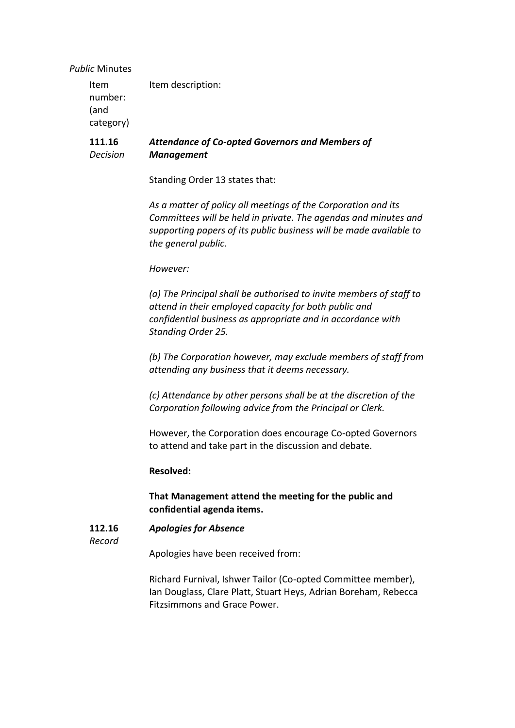*Public* Minutes

| Item number: (and category) | Item description: |
|---|---|
| **111.16** *Decision* | ***Attendance of Co-opted Governors and Members of Management*** |

Standing Order 13 states that:

*As a matter of policy all meetings of the Corporation and its Committees will be held in private. The agendas and minutes and supporting papers of its public business will be made available to the general public.*

*However:*

*(a) The Principal shall be authorised to invite members of staff to attend in their employed capacity for both public and confidential business as appropriate and in accordance with Standing Order 25.*

*(b) The Corporation however, may exclude members of staff from attending any business that it deems necessary.*

*(c) Attendance by other persons shall be at the discretion of the Corporation following advice from the Principal or Clerk.*

However, the Corporation does encourage Co-opted Governors to attend and take part in the discussion and debate.

**Resolved:**

**That Management attend the meeting for the public and confidential agenda items.**

**112.16** *Record* — ***Apologies for Absence***

Apologies have been received from:

Richard Furnival, Ishwer Tailor (Co-opted Committee member), Ian Douglass, Clare Platt, Stuart Heys, Adrian Boreham, Rebecca Fitzsimmons and Grace Power.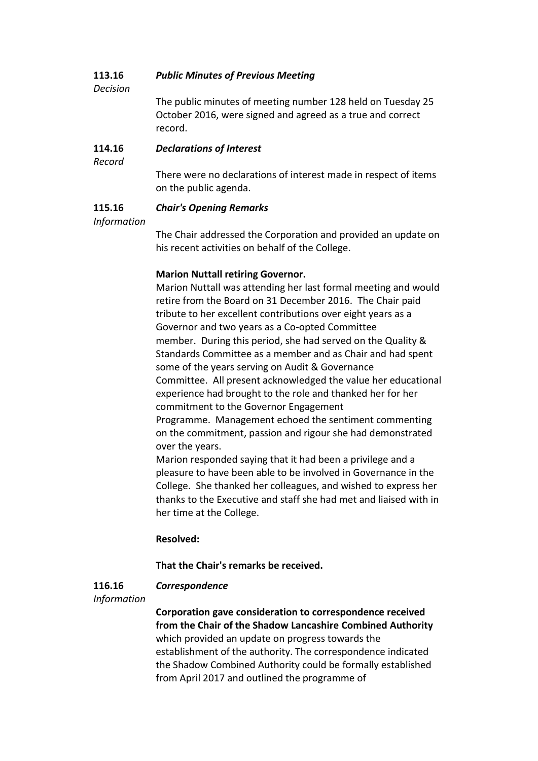**113.16** ***Public Minutes of Previous Meeting***
*Decision*

The public minutes of meeting number 128 held on Tuesday 25 October 2016, were signed and agreed as a true and correct record.

**114.16** ***Declarations of Interest***
*Record*

There were no declarations of interest made in respect of items on the public agenda.

**115.16** ***Chair's Opening Remarks***
*Information*

The Chair addressed the Corporation and provided an update on his recent activities on behalf of the College.

**Marion Nuttall retiring Governor.**

Marion Nuttall was attending her last formal meeting and would retire from the Board on 31 December 2016. The Chair paid tribute to her excellent contributions over eight years as a Governor and two years as a Co-opted Committee member. During this period, she had served on the Quality & Standards Committee as a member and as Chair and had spent some of the years serving on Audit & Governance Committee. All present acknowledged the value her educational experience had brought to the role and thanked her for her commitment to the Governor Engagement Programme. Management echoed the sentiment commenting on the commitment, passion and rigour she had demonstrated over the years.

Marion responded saying that it had been a privilege and a pleasure to have been able to be involved in Governance in the College. She thanked her colleagues, and wished to express her thanks to the Executive and staff she had met and liaised with in her time at the College.

**Resolved:**

**That the Chair's remarks be received.**

**116.16** ***Correspondence***
*Information*

**Corporation gave consideration to correspondence received from the Chair of the Shadow Lancashire Combined Authority** which provided an update on progress towards the establishment of the authority. The correspondence indicated the Shadow Combined Authority could be formally established from April 2017 and outlined the programme of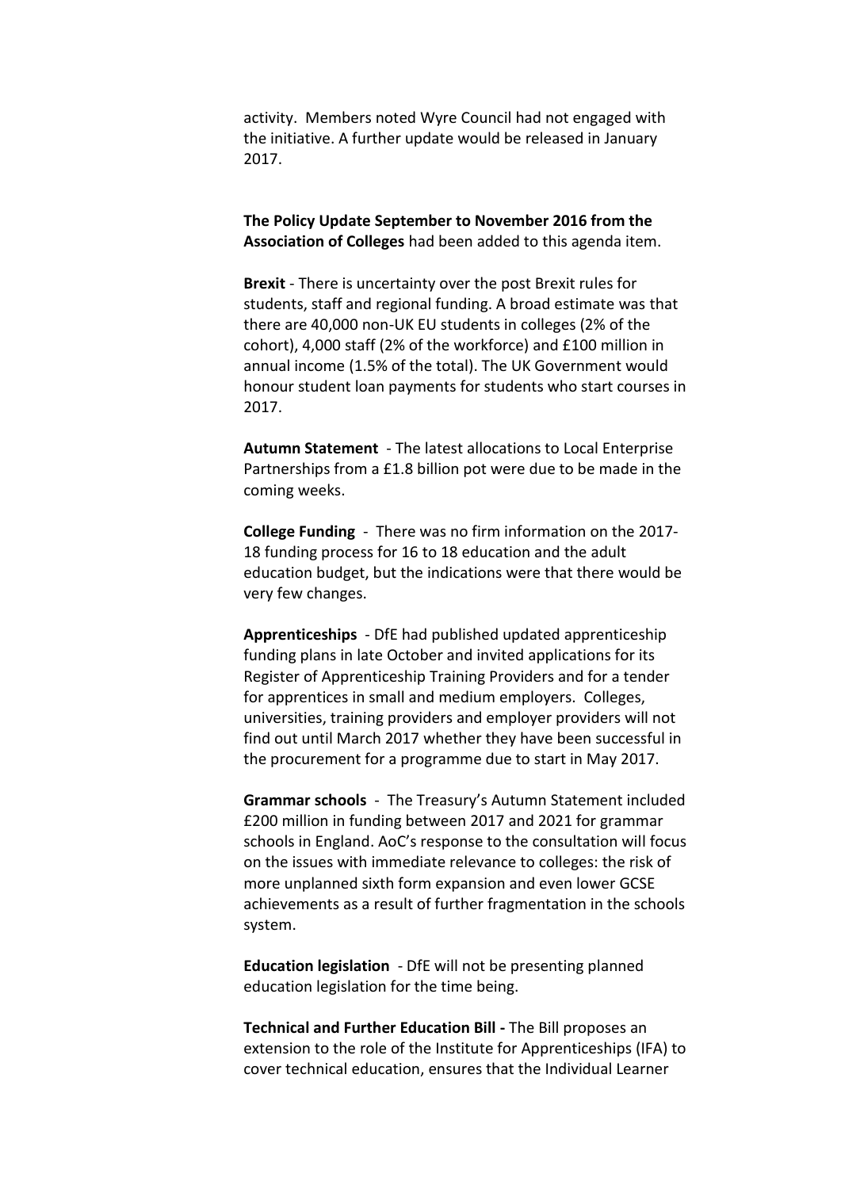activity. Members noted Wyre Council had not engaged with the initiative. A further update would be released in January 2017.

**The Policy Update September to November 2016 from the Association of Colleges** had been added to this agenda item.

**Brexit** - There is uncertainty over the post Brexit rules for students, staff and regional funding. A broad estimate was that there are 40,000 non-UK EU students in colleges (2% of the cohort), 4,000 staff (2% of the workforce) and £100 million in annual income (1.5% of the total). The UK Government would honour student loan payments for students who start courses in 2017.

**Autumn Statement** - The latest allocations to Local Enterprise Partnerships from a £1.8 billion pot were due to be made in the coming weeks.

**College Funding** - There was no firm information on the 2017-18 funding process for 16 to 18 education and the adult education budget, but the indications were that there would be very few changes.

**Apprenticeships** - DfE had published updated apprenticeship funding plans in late October and invited applications for its Register of Apprenticeship Training Providers and for a tender for apprentices in small and medium employers. Colleges, universities, training providers and employer providers will not find out until March 2017 whether they have been successful in the procurement for a programme due to start in May 2017.

**Grammar schools** - The Treasury's Autumn Statement included £200 million in funding between 2017 and 2021 for grammar schools in England. AoC's response to the consultation will focus on the issues with immediate relevance to colleges: the risk of more unplanned sixth form expansion and even lower GCSE achievements as a result of further fragmentation in the schools system.

**Education legislation** - DfE will not be presenting planned education legislation for the time being.

**Technical and Further Education Bill -** The Bill proposes an extension to the role of the Institute for Apprenticeships (IFA) to cover technical education, ensures that the Individual Learner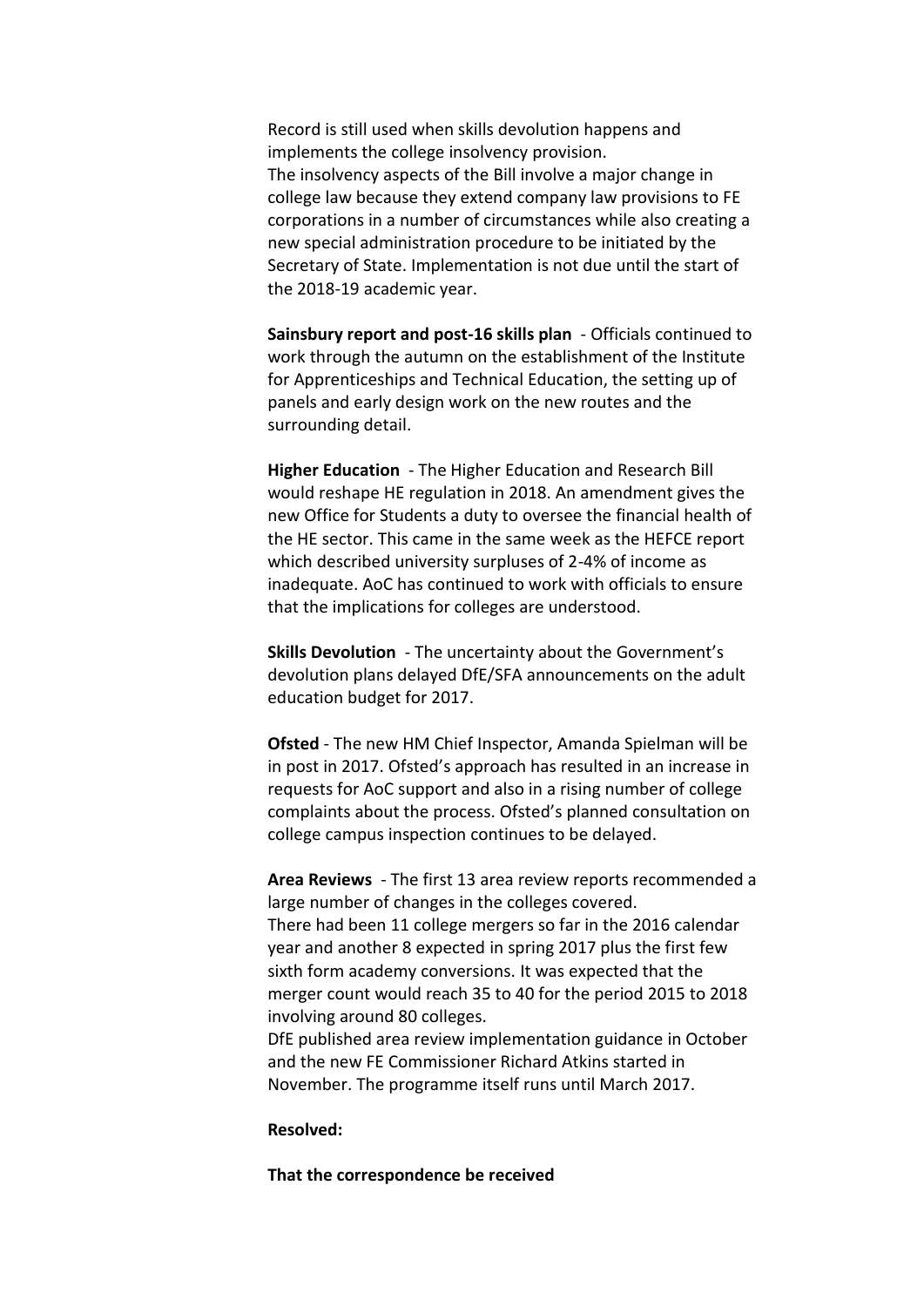Record is still used when skills devolution happens and implements the college insolvency provision.
The insolvency aspects of the Bill involve a major change in college law because they extend company law provisions to FE corporations in a number of circumstances while also creating a new special administration procedure to be initiated by the Secretary of State. Implementation is not due until the start of the 2018-19 academic year.

**Sainsbury report and post-16 skills plan** - Officials continued to work through the autumn on the establishment of the Institute for Apprenticeships and Technical Education, the setting up of panels and early design work on the new routes and the surrounding detail.

**Higher Education** - The Higher Education and Research Bill would reshape HE regulation in 2018. An amendment gives the new Office for Students a duty to oversee the financial health of the HE sector. This came in the same week as the HEFCE report which described university surpluses of 2-4% of income as inadequate. AoC has continued to work with officials to ensure that the implications for colleges are understood.

**Skills Devolution** - The uncertainty about the Government's devolution plans delayed DfE/SFA announcements on the adult education budget for 2017.

**Ofsted** - The new HM Chief Inspector, Amanda Spielman will be in post in 2017. Ofsted's approach has resulted in an increase in requests for AoC support and also in a rising number of college complaints about the process. Ofsted's planned consultation on college campus inspection continues to be delayed.

**Area Reviews** - The first 13 area review reports recommended a large number of changes in the colleges covered.
There had been 11 college mergers so far in the 2016 calendar year and another 8 expected in spring 2017 plus the first few sixth form academy conversions. It was expected that the merger count would reach 35 to 40 for the period 2015 to 2018 involving around 80 colleges.
DfE published area review implementation guidance in October and the new FE Commissioner Richard Atkins started in November. The programme itself runs until March 2017.

**Resolved:**

**That the correspondence be received**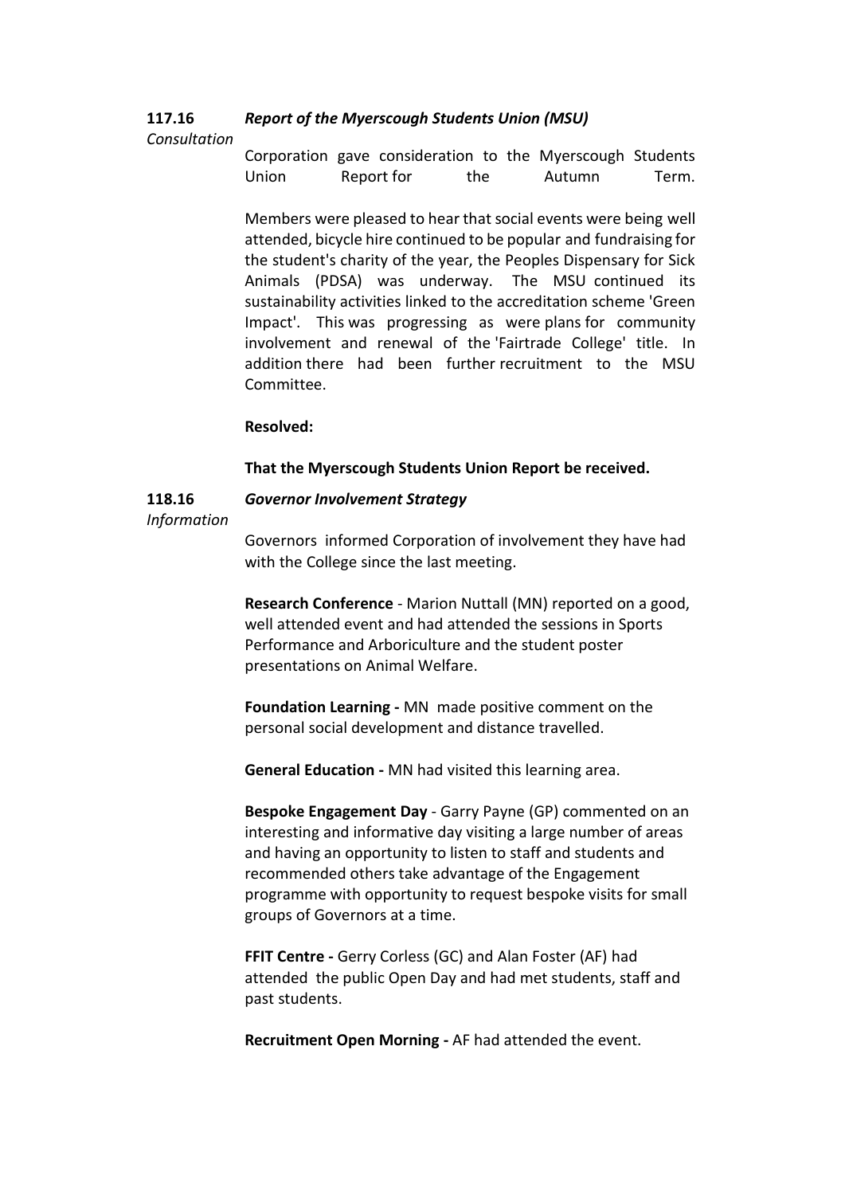**117.16** ***Report of the Myerscough Students Union (MSU)***

*Consultation*

Corporation gave consideration to the Myerscough Students Union Report for the Autumn Term.

Members were pleased to hear that social events were being well attended, bicycle hire continued to be popular and fundraising for the student's charity of the year, the Peoples Dispensary for Sick Animals (PDSA) was underway. The MSU continued its sustainability activities linked to the accreditation scheme 'Green Impact'. This was progressing as were plans for community involvement and renewal of the 'Fairtrade College' title. In addition there had been further recruitment to the MSU Committee.

**Resolved:**

**That the Myerscough Students Union Report be received.**

**118.16** ***Governor Involvement Strategy***

*Information*

Governors informed Corporation of involvement they have had with the College since the last meeting.

**Research Conference** - Marion Nuttall (MN) reported on a good, well attended event and had attended the sessions in Sports Performance and Arboriculture and the student poster presentations on Animal Welfare.

**Foundation Learning -** MN made positive comment on the personal social development and distance travelled.

**General Education -** MN had visited this learning area.

**Bespoke Engagement Day** - Garry Payne (GP) commented on an interesting and informative day visiting a large number of areas and having an opportunity to listen to staff and students and recommended others take advantage of the Engagement programme with opportunity to request bespoke visits for small groups of Governors at a time.

**FFIT Centre -** Gerry Corless (GC) and Alan Foster (AF) had attended the public Open Day and had met students, staff and past students.

**Recruitment Open Morning -** AF had attended the event.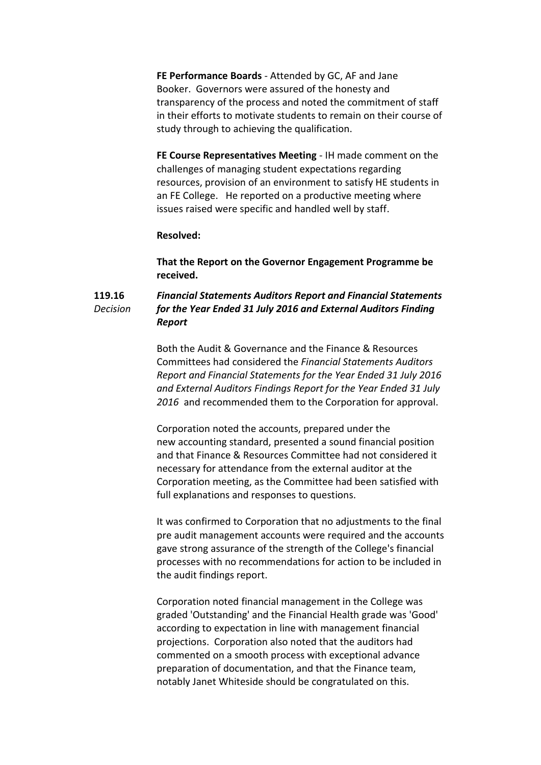**FE Performance Boards** - Attended by GC, AF and Jane Booker. Governors were assured of the honesty and transparency of the process and noted the commitment of staff in their efforts to motivate students to remain on their course of study through to achieving the qualification.

**FE Course Representatives Meeting** - IH made comment on the challenges of managing student expectations regarding resources, provision of an environment to satisfy HE students in an FE College. He reported on a productive meeting where issues raised were specific and handled well by staff.

**Resolved:**

**That the Report on the Governor Engagement Programme be received.**

**119.16** *Decision*

***Financial Statements Auditors Report and Financial Statements for the Year Ended 31 July 2016 and External Auditors Finding Report***

Both the Audit & Governance and the Finance & Resources Committees had considered the *Financial Statements Auditors Report and Financial Statements for the Year Ended 31 July 2016 and External Auditors Findings Report for the Year Ended 31 July 2016* and recommended them to the Corporation for approval.

Corporation noted the accounts, prepared under the new accounting standard, presented a sound financial position and that Finance & Resources Committee had not considered it necessary for attendance from the external auditor at the Corporation meeting, as the Committee had been satisfied with full explanations and responses to questions.

It was confirmed to Corporation that no adjustments to the final pre audit management accounts were required and the accounts gave strong assurance of the strength of the College's financial processes with no recommendations for action to be included in the audit findings report.

Corporation noted financial management in the College was graded 'Outstanding' and the Financial Health grade was 'Good' according to expectation in line with management financial projections. Corporation also noted that the auditors had commented on a smooth process with exceptional advance preparation of documentation, and that the Finance team, notably Janet Whiteside should be congratulated on this.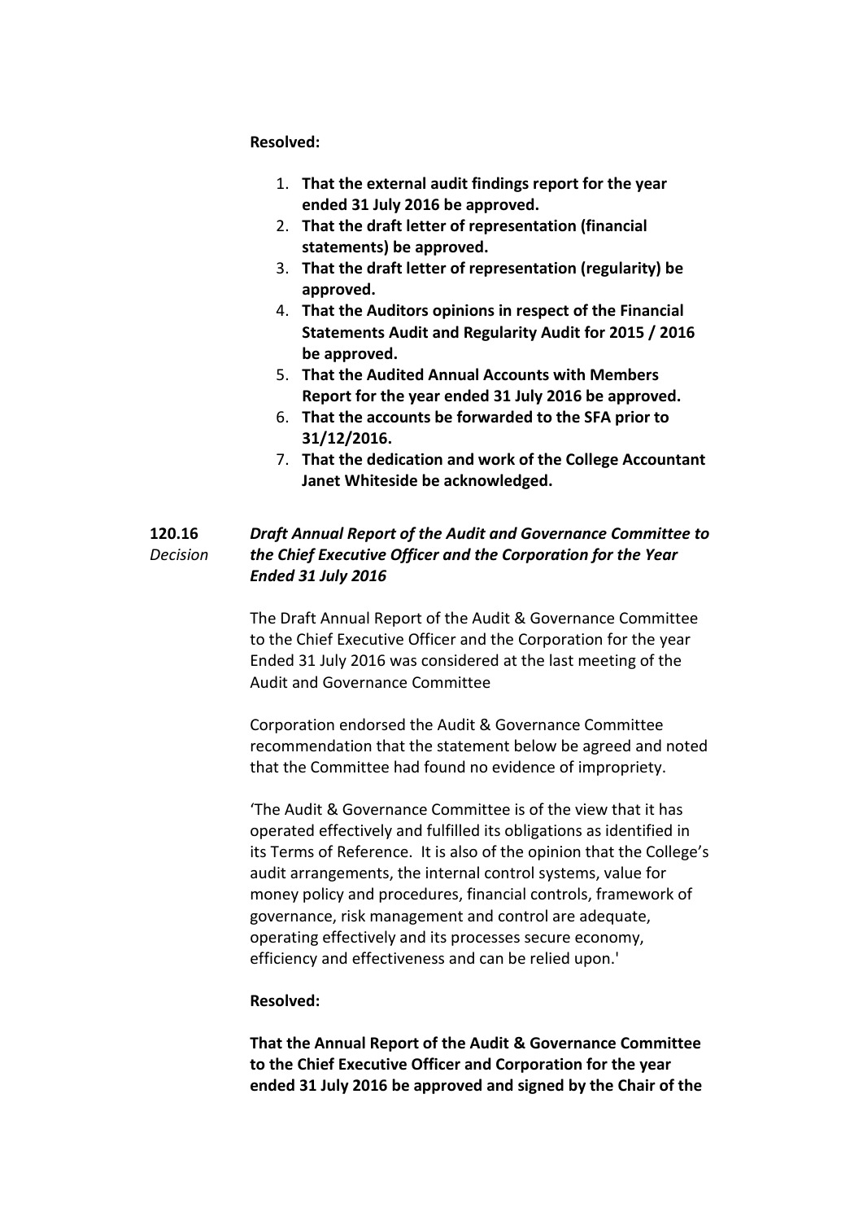**Resolved:**

1. **That the external audit findings report for the year ended 31 July 2016 be approved.**
2. **That the draft letter of representation (financial statements) be approved.**
3. **That the draft letter of representation (regularity) be approved.**
4. **That the Auditors opinions in respect of the Financial Statements Audit and Regularity Audit for 2015 / 2016 be approved.**
5. **That the Audited Annual Accounts with Members Report for the year ended 31 July 2016 be approved.**
6. **That the accounts be forwarded to the SFA prior to 31/12/2016.**
7. **That the dedication and work of the College Accountant Janet Whiteside be acknowledged.**

**120.16** *Decision*

***Draft Annual Report of the Audit and Governance Committee to the Chief Executive Officer and the Corporation for the Year Ended 31 July 2016***

The Draft Annual Report of the Audit & Governance Committee to the Chief Executive Officer and the Corporation for the year Ended 31 July 2016 was considered at the last meeting of the Audit and Governance Committee

Corporation endorsed the Audit & Governance Committee recommendation that the statement below be agreed and noted that the Committee had found no evidence of impropriety.

'The Audit & Governance Committee is of the view that it has operated effectively and fulfilled its obligations as identified in its Terms of Reference. It is also of the opinion that the College's audit arrangements, the internal control systems, value for money policy and procedures, financial controls, framework of governance, risk management and control are adequate, operating effectively and its processes secure economy, efficiency and effectiveness and can be relied upon.'

**Resolved:**

**That the Annual Report of the Audit & Governance Committee to the Chief Executive Officer and Corporation for the year ended 31 July 2016 be approved and signed by the Chair of the**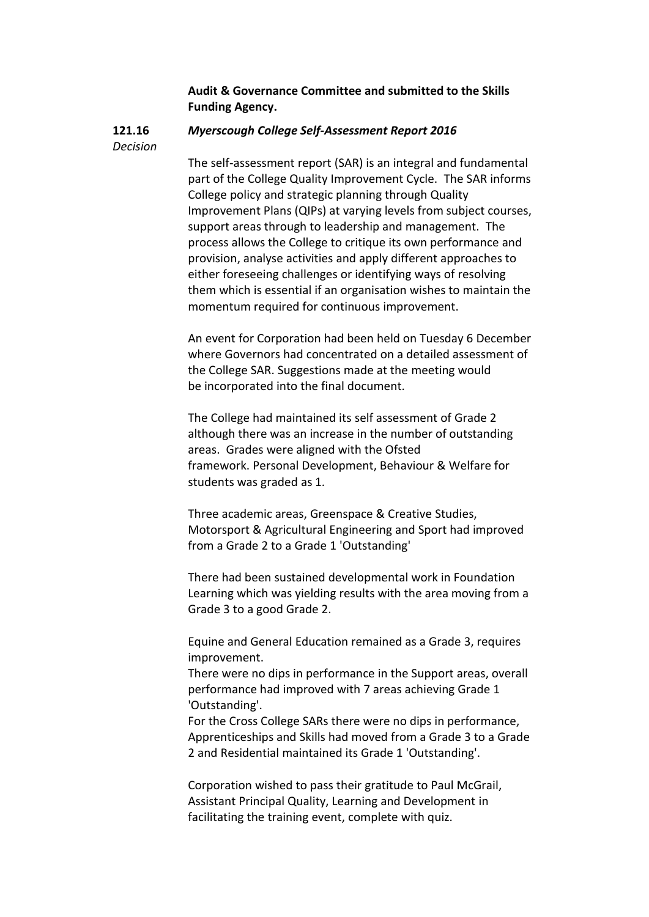**Audit & Governance Committee and submitted to the Skills Funding Agency.**

**121.16** *Decision* ***Myerscough College Self-Assessment Report 2016***

The self-assessment report (SAR) is an integral and fundamental part of the College Quality Improvement Cycle. The SAR informs College policy and strategic planning through Quality Improvement Plans (QIPs) at varying levels from subject courses, support areas through to leadership and management. The process allows the College to critique its own performance and provision, analyse activities and apply different approaches to either foreseeing challenges or identifying ways of resolving them which is essential if an organisation wishes to maintain the momentum required for continuous improvement.

An event for Corporation had been held on Tuesday 6 December where Governors had concentrated on a detailed assessment of the College SAR. Suggestions made at the meeting would be incorporated into the final document.

The College had maintained its self assessment of Grade 2 although there was an increase in the number of outstanding areas. Grades were aligned with the Ofsted framework. Personal Development, Behaviour & Welfare for students was graded as 1.

Three academic areas, Greenspace & Creative Studies, Motorsport & Agricultural Engineering and Sport had improved from a Grade 2 to a Grade 1 'Outstanding'

There had been sustained developmental work in Foundation Learning which was yielding results with the area moving from a Grade 3 to a good Grade 2.

Equine and General Education remained as a Grade 3, requires improvement.
There were no dips in performance in the Support areas, overall performance had improved with 7 areas achieving Grade 1 'Outstanding'.
For the Cross College SARs there were no dips in performance, Apprenticeships and Skills had moved from a Grade 3 to a Grade 2 and Residential maintained its Grade 1 'Outstanding'.

Corporation wished to pass their gratitude to Paul McGrail, Assistant Principal Quality, Learning and Development in facilitating the training event, complete with quiz.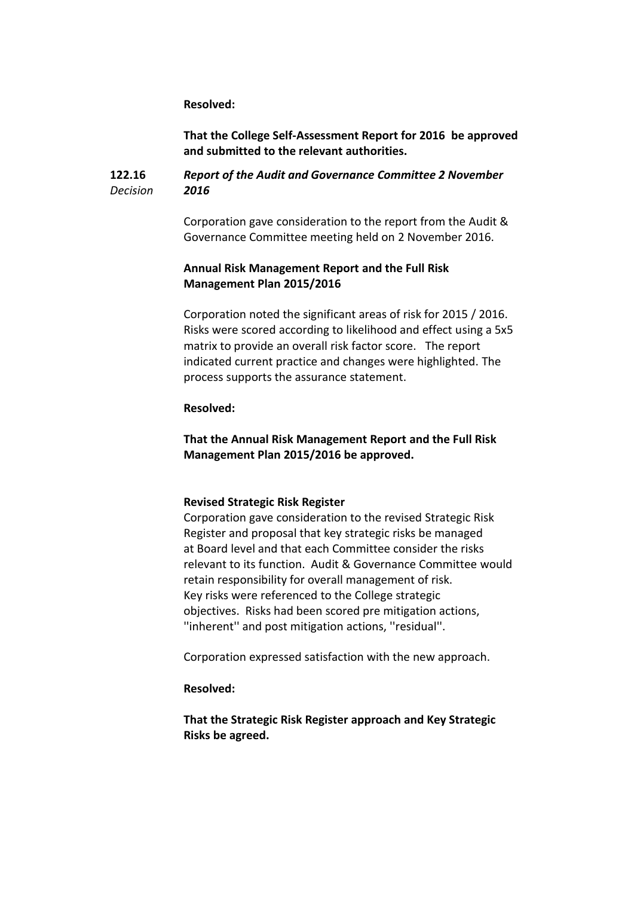**Resolved:**

**That the College Self-Assessment Report for 2016 be approved and submitted to the relevant authorities.**

**122.16** *Decision*

***Report of the Audit and Governance Committee 2 November 2016***

Corporation gave consideration to the report from the Audit & Governance Committee meeting held on 2 November 2016.

**Annual Risk Management Report and the Full Risk Management Plan 2015/2016**

Corporation noted the significant areas of risk for 2015 / 2016. Risks were scored according to likelihood and effect using a 5x5 matrix to provide an overall risk factor score. The report indicated current practice and changes were highlighted. The process supports the assurance statement.

**Resolved:**

**That the Annual Risk Management Report and the Full Risk Management Plan 2015/2016 be approved.**

**Revised Strategic Risk Register**

Corporation gave consideration to the revised Strategic Risk Register and proposal that key strategic risks be managed at Board level and that each Committee consider the risks relevant to its function. Audit & Governance Committee would retain responsibility for overall management of risk. Key risks were referenced to the College strategic objectives. Risks had been scored pre mitigation actions, ''inherent'' and post mitigation actions, ''residual''.

Corporation expressed satisfaction with the new approach.

**Resolved:**

**That the Strategic Risk Register approach and Key Strategic Risks be agreed.**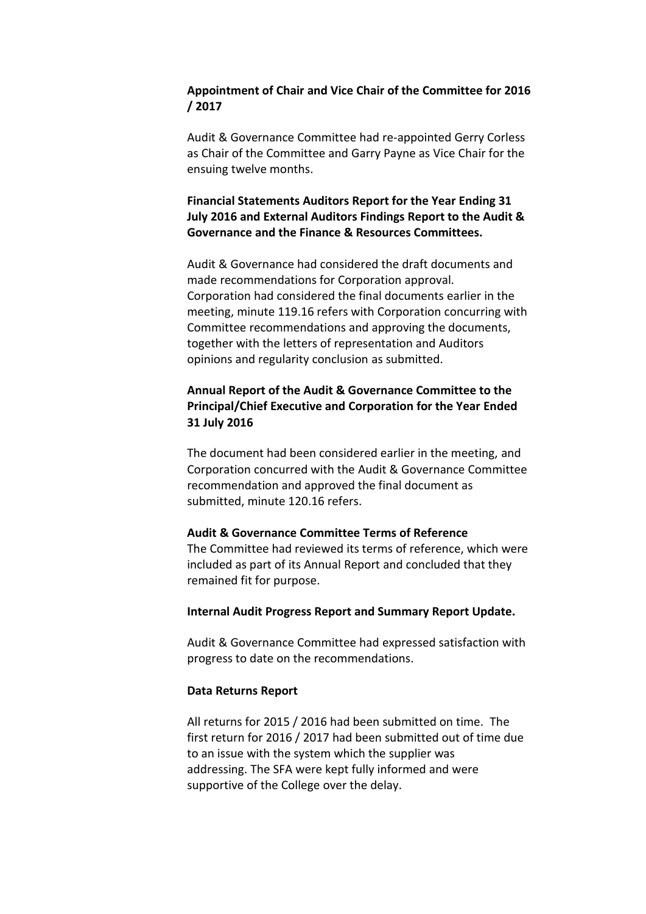**Appointment of Chair and Vice Chair of the Committee for 2016 / 2017**

Audit & Governance Committee had re-appointed Gerry Corless as Chair of the Committee and Garry Payne as Vice Chair for the ensuing twelve months.

**Financial Statements Auditors Report for the Year Ending 31 July 2016 and External Auditors Findings Report to the Audit & Governance and the Finance & Resources Committees.**

Audit & Governance had considered the draft documents and made recommendations for Corporation approval. Corporation had considered the final documents earlier in the meeting, minute 119.16 refers with Corporation concurring with Committee recommendations and approving the documents, together with the letters of representation and Auditors opinions and regularity conclusion as submitted.

**Annual Report of the Audit & Governance Committee to the Principal/Chief Executive and Corporation for the Year Ended 31 July 2016**

The document had been considered earlier in the meeting, and Corporation concurred with the Audit & Governance Committee recommendation and approved the final document as submitted, minute 120.16 refers.

**Audit & Governance Committee Terms of Reference**

The Committee had reviewed its terms of reference, which were included as part of its Annual Report and concluded that they remained fit for purpose.

**Internal Audit Progress Report and Summary Report Update.**

Audit & Governance Committee had expressed satisfaction with progress to date on the recommendations.

**Data Returns Report**

All returns for 2015 / 2016 had been submitted on time. The first return for 2016 / 2017 had been submitted out of time due to an issue with the system which the supplier was addressing. The SFA were kept fully informed and were supportive of the College over the delay.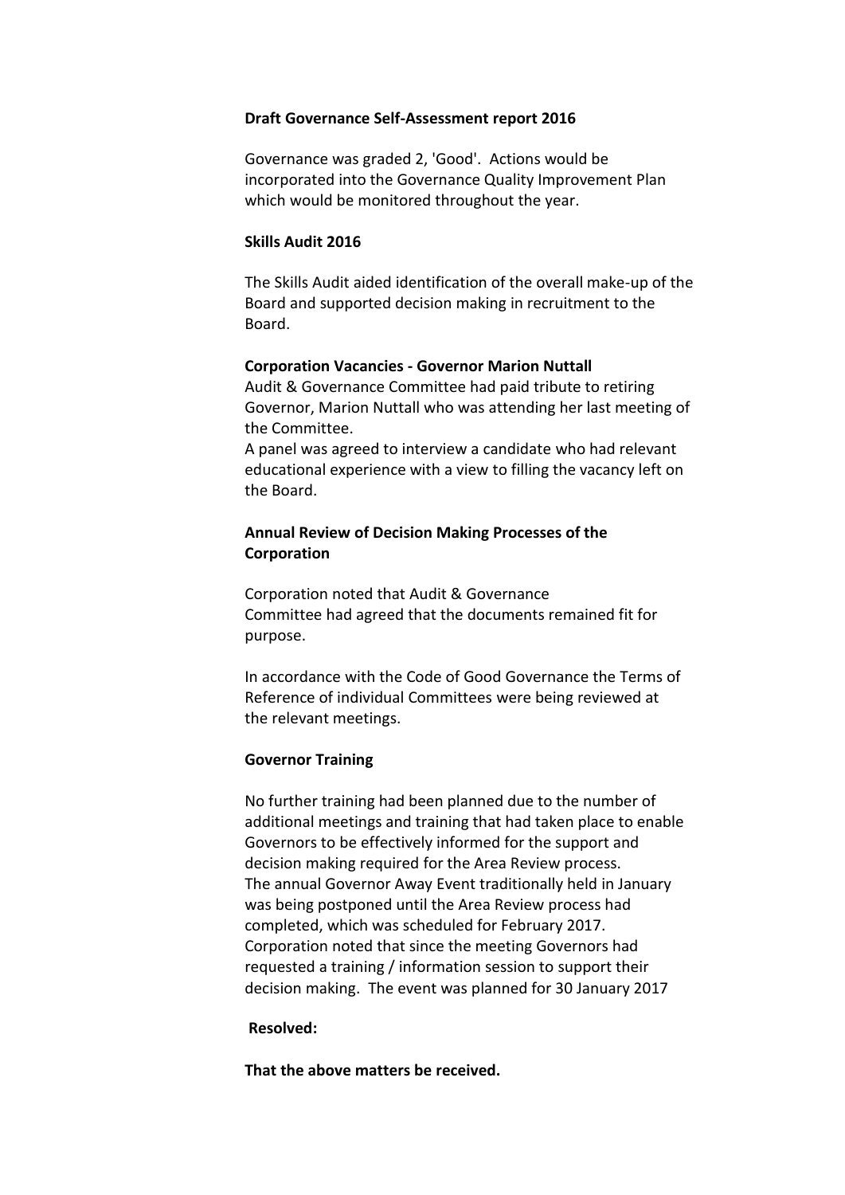**Draft Governance Self-Assessment report 2016**

Governance was graded 2, 'Good'. Actions would be incorporated into the Governance Quality Improvement Plan which would be monitored throughout the year.

**Skills Audit 2016**

The Skills Audit aided identification of the overall make-up of the Board and supported decision making in recruitment to the Board.

**Corporation Vacancies - Governor Marion Nuttall**

Audit & Governance Committee had paid tribute to retiring Governor, Marion Nuttall who was attending her last meeting of the Committee.

A panel was agreed to interview a candidate who had relevant educational experience with a view to filling the vacancy left on the Board.

**Annual Review of Decision Making Processes of the Corporation**

Corporation noted that Audit & Governance Committee had agreed that the documents remained fit for purpose.

In accordance with the Code of Good Governance the Terms of Reference of individual Committees were being reviewed at the relevant meetings.

**Governor Training**

No further training had been planned due to the number of additional meetings and training that had taken place to enable Governors to be effectively informed for the support and decision making required for the Area Review process.

The annual Governor Away Event traditionally held in January was being postponed until the Area Review process had completed, which was scheduled for February 2017.

Corporation noted that since the meeting Governors had requested a training / information session to support their decision making. The event was planned for 30 January 2017

**Resolved:**

**That the above matters be received.**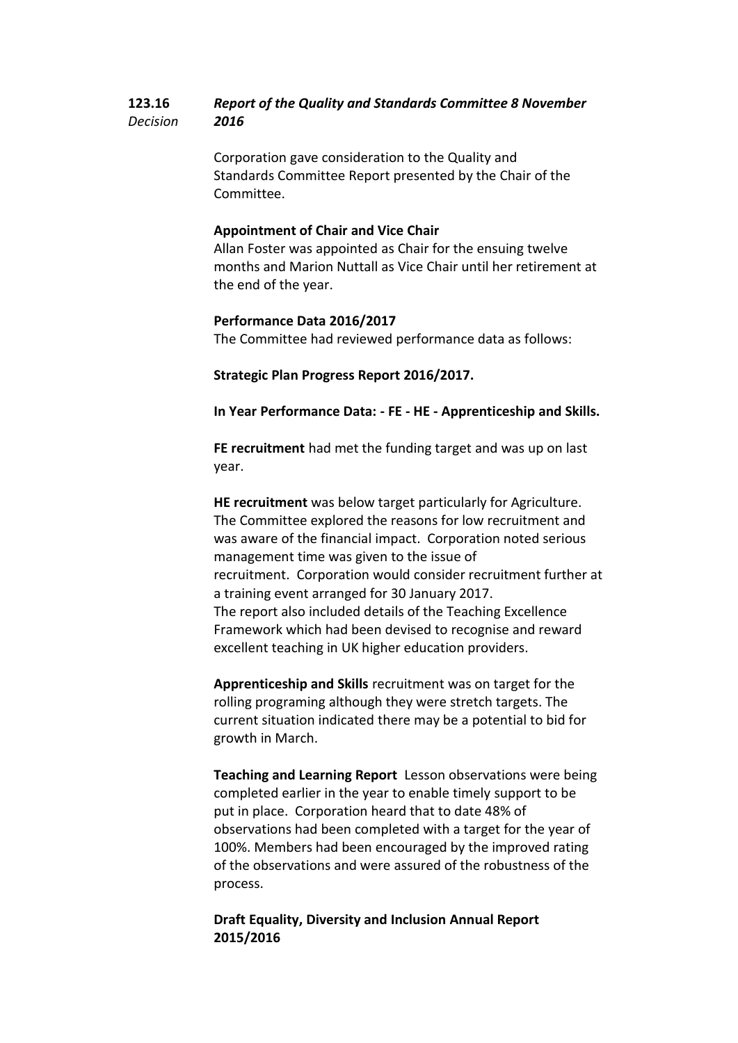**123.16** *Decision* ***Report of the Quality and Standards Committee 8 November 2016***

Corporation gave consideration to the Quality and Standards Committee Report presented by the Chair of the Committee.

**Appointment of Chair and Vice Chair**
Allan Foster was appointed as Chair for the ensuing twelve months and Marion Nuttall as Vice Chair until her retirement at the end of the year.

**Performance Data 2016/2017**
The Committee had reviewed performance data as follows:

**Strategic Plan Progress Report 2016/2017.**

**In Year Performance Data: - FE - HE - Apprenticeship and Skills.**

**FE recruitment** had met the funding target and was up on last year.

**HE recruitment** was below target particularly for Agriculture. The Committee explored the reasons for low recruitment and was aware of the financial impact. Corporation noted serious management time was given to the issue of recruitment. Corporation would consider recruitment further at a training event arranged for 30 January 2017.
The report also included details of the Teaching Excellence Framework which had been devised to recognise and reward excellent teaching in UK higher education providers.

**Apprenticeship and Skills** recruitment was on target for the rolling programing although they were stretch targets. The current situation indicated there may be a potential to bid for growth in March.

**Teaching and Learning Report** Lesson observations were being completed earlier in the year to enable timely support to be put in place. Corporation heard that to date 48% of observations had been completed with a target for the year of 100%. Members had been encouraged by the improved rating of the observations and were assured of the robustness of the process.

**Draft Equality, Diversity and Inclusion Annual Report 2015/2016**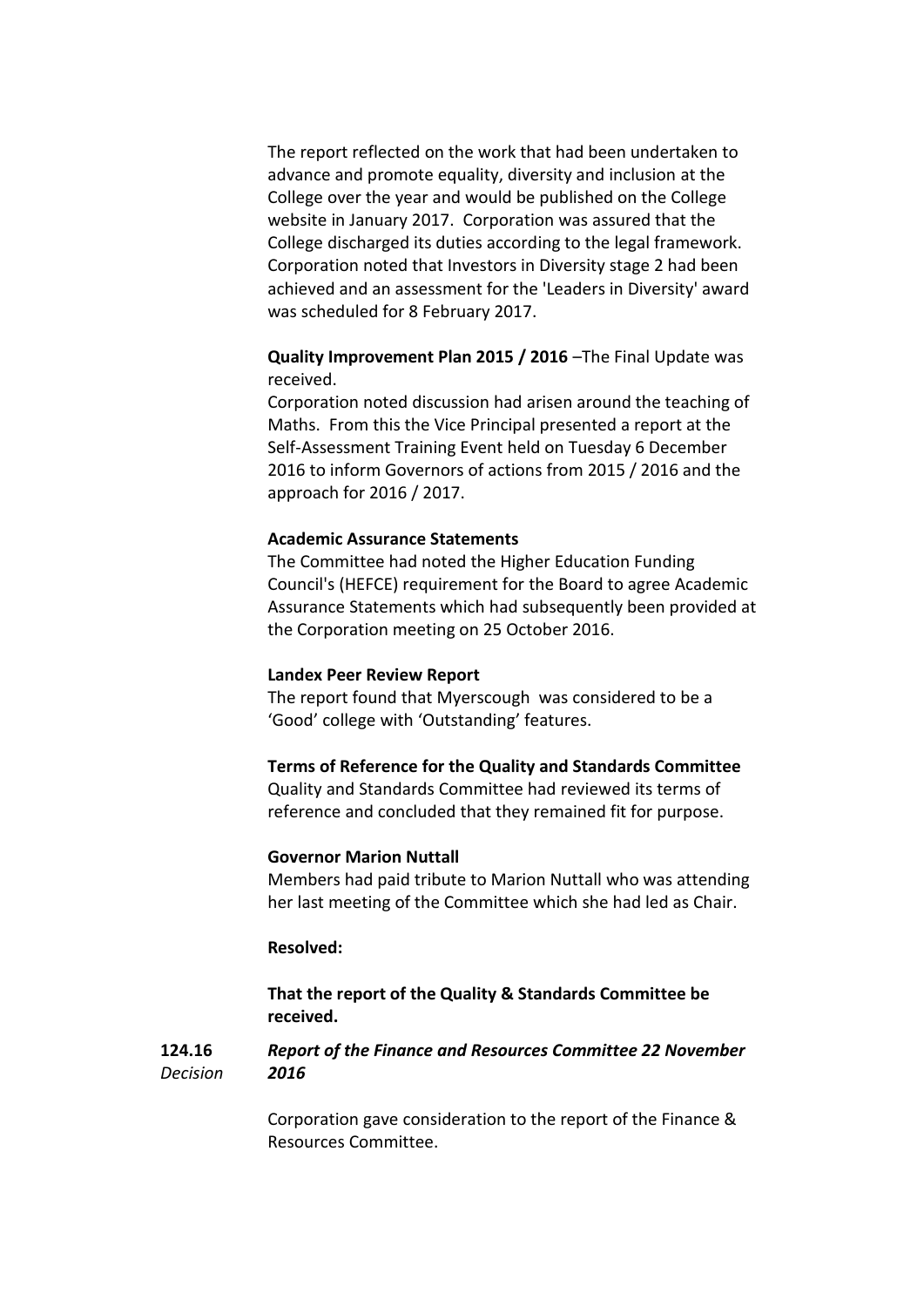The report reflected on the work that had been undertaken to advance and promote equality, diversity and inclusion at the College over the year and would be published on the College website in January 2017. Corporation was assured that the College discharged its duties according to the legal framework. Corporation noted that Investors in Diversity stage 2 had been achieved and an assessment for the 'Leaders in Diversity' award was scheduled for 8 February 2017.

**Quality Improvement Plan 2015 / 2016** –The Final Update was received.
Corporation noted discussion had arisen around the teaching of Maths. From this the Vice Principal presented a report at the Self-Assessment Training Event held on Tuesday 6 December 2016 to inform Governors of actions from 2015 / 2016 and the approach for 2016 / 2017.

**Academic Assurance Statements**
The Committee had noted the Higher Education Funding Council's (HEFCE) requirement for the Board to agree Academic Assurance Statements which had subsequently been provided at the Corporation meeting on 25 October 2016.

**Landex Peer Review Report**
The report found that Myerscough was considered to be a 'Good' college with 'Outstanding' features.

**Terms of Reference for the Quality and Standards Committee**
Quality and Standards Committee had reviewed its terms of reference and concluded that they remained fit for purpose.

**Governor Marion Nuttall**
Members had paid tribute to Marion Nuttall who was attending her last meeting of the Committee which she had led as Chair.

**Resolved:**

**That the report of the Quality & Standards Committee be received.**

**124.16** *Decision* ***Report of the Finance and Resources Committee 22 November 2016***

Corporation gave consideration to the report of the Finance & Resources Committee.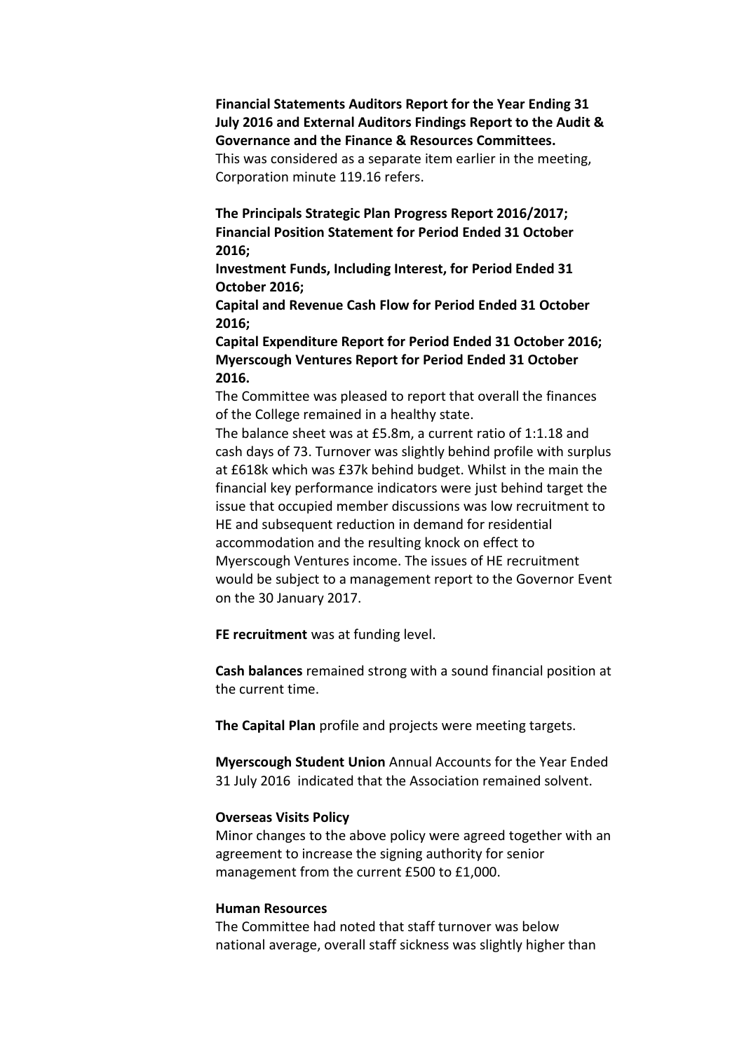**Financial Statements Auditors Report for the Year Ending 31 July 2016 and External Auditors Findings Report to the Audit & Governance and the Finance & Resources Committees.**
This was considered as a separate item earlier in the meeting, Corporation minute 119.16 refers.

**The Principals Strategic Plan Progress Report 2016/2017; Financial Position Statement for Period Ended 31 October 2016;**
**Investment Funds, Including Interest, for Period Ended 31 October 2016;**
**Capital and Revenue Cash Flow for Period Ended 31 October 2016;**
**Capital Expenditure Report for Period Ended 31 October 2016; Myerscough Ventures Report for Period Ended 31 October 2016.**
The Committee was pleased to report that overall the finances of the College remained in a healthy state.
The balance sheet was at £5.8m, a current ratio of 1:1.18 and cash days of 73. Turnover was slightly behind profile with surplus at £618k which was £37k behind budget. Whilst in the main the financial key performance indicators were just behind target the issue that occupied member discussions was low recruitment to HE and subsequent reduction in demand for residential accommodation and the resulting knock on effect to Myerscough Ventures income. The issues of HE recruitment would be subject to a management report to the Governor Event on the 30 January 2017.

**FE recruitment** was at funding level.

**Cash balances** remained strong with a sound financial position at the current time.

**The Capital Plan** profile and projects were meeting targets.

**Myerscough Student Union** Annual Accounts for the Year Ended 31 July 2016 indicated that the Association remained solvent.

**Overseas Visits Policy**
Minor changes to the above policy were agreed together with an agreement to increase the signing authority for senior management from the current £500 to £1,000.

**Human Resources**
The Committee had noted that staff turnover was below national average, overall staff sickness was slightly higher than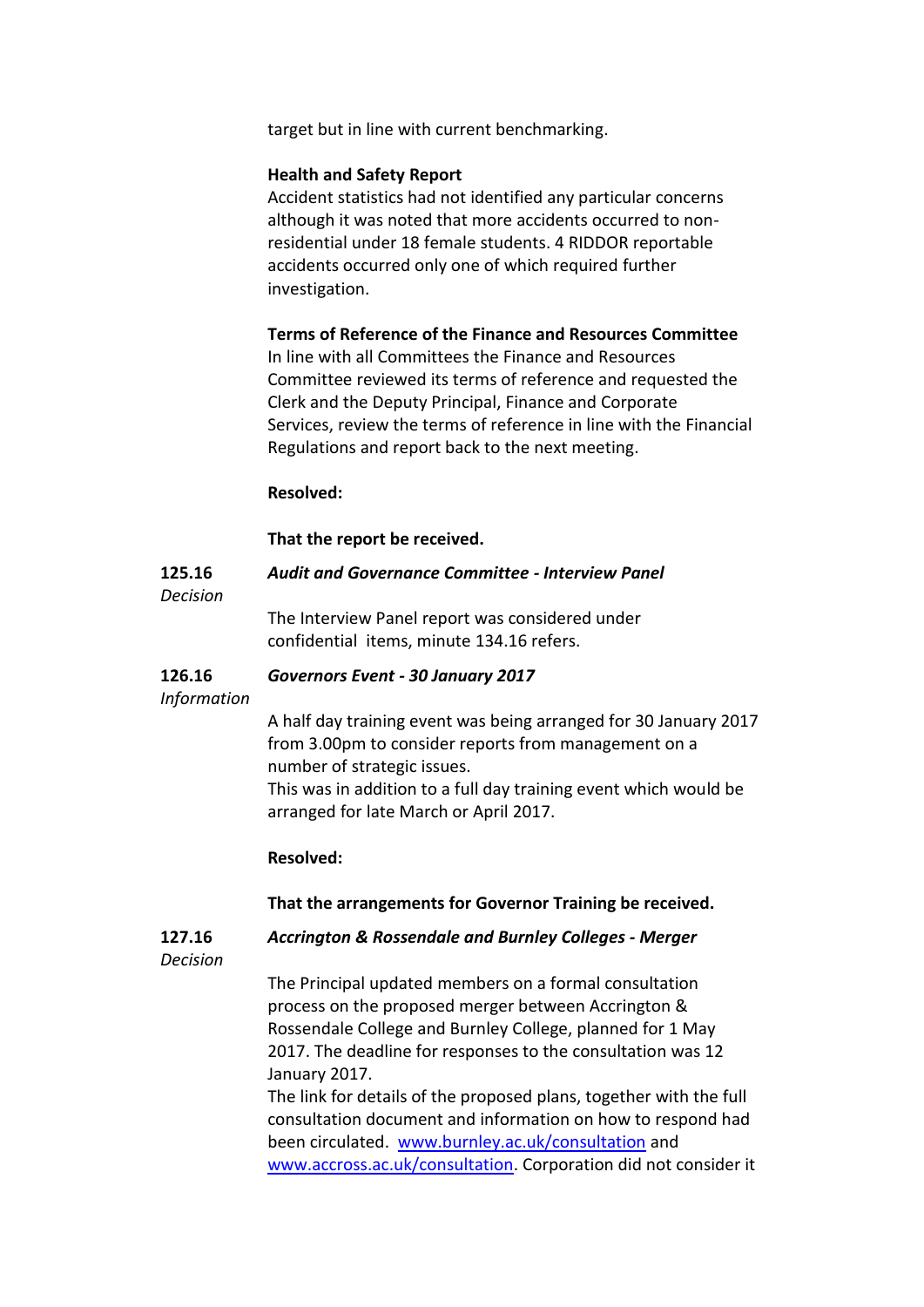target but in line with current benchmarking.

**Health and Safety Report**
Accident statistics had not identified any particular concerns although it was noted that more accidents occurred to non-residential under 18 female students. 4 RIDDOR reportable accidents occurred only one of which required further investigation.

**Terms of Reference of the Finance and Resources Committee**
In line with all Committees the Finance and Resources Committee reviewed its terms of reference and requested the Clerk and the Deputy Principal, Finance and Corporate Services, review the terms of reference in line with the Financial Regulations and report back to the next meeting.

**Resolved:**

**That the report be received.**

**125.16** ***Audit and Governance Committee - Interview Panel***
*Decision*

The Interview Panel report was considered under confidential items, minute 134.16 refers.

**126.16** ***Governors Event - 30 January 2017***
*Information*

A half day training event was being arranged for 30 January 2017 from 3.00pm to consider reports from management on a number of strategic issues.
This was in addition to a full day training event which would be arranged for late March or April 2017.

**Resolved:**

**That the arrangements for Governor Training be received.**

**127.16** ***Accrington & Rossendale and Burnley Colleges - Merger***
*Decision*

The Principal updated members on a formal consultation process on the proposed merger between Accrington & Rossendale College and Burnley College, planned for 1 May 2017. The deadline for responses to the consultation was 12 January 2017.
The link for details of the proposed plans, together with the full consultation document and information on how to respond had been circulated. [www.burnley.ac.uk/consultation](http://www.burnley.ac.uk/consultation) and [www.accross.ac.uk/consultation](http://www.accross.ac.uk/consultation). Corporation did not consider it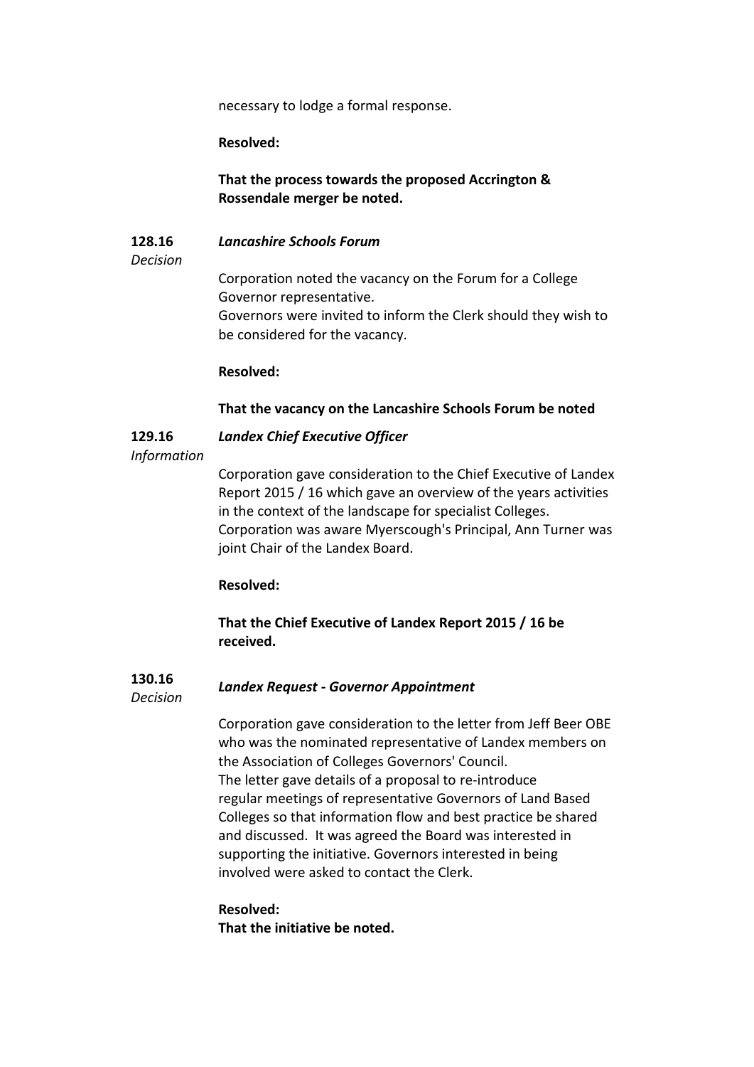necessary to lodge a formal response.

**Resolved:**

**That the process towards the proposed Accrington & Rossendale merger be noted.**

**128.16** ***Lancashire Schools Forum***
*Decision*

Corporation noted the vacancy on the Forum for a College Governor representative.
Governors were invited to inform the Clerk should they wish to be considered for the vacancy.

**Resolved:**

**That the vacancy on the Lancashire Schools Forum be noted**

**129.16** ***Landex Chief Executive Officer***
*Information*

Corporation gave consideration to the Chief Executive of Landex Report 2015 / 16 which gave an overview of the years activities in the context of the landscape for specialist Colleges.
Corporation was aware Myerscough's Principal, Ann Turner was joint Chair of the Landex Board.

**Resolved:**

**That the Chief Executive of Landex Report 2015 / 16 be received.**

**130.16** ***Landex Request - Governor Appointment***
*Decision*

Corporation gave consideration to the letter from Jeff Beer OBE who was the nominated representative of Landex members on the Association of Colleges Governors' Council.
The letter gave details of a proposal to re-introduce regular meetings of representative Governors of Land Based Colleges so that information flow and best practice be shared and discussed. It was agreed the Board was interested in supporting the initiative. Governors interested in being involved were asked to contact the Clerk.

**Resolved:**
**That the initiative be noted.**